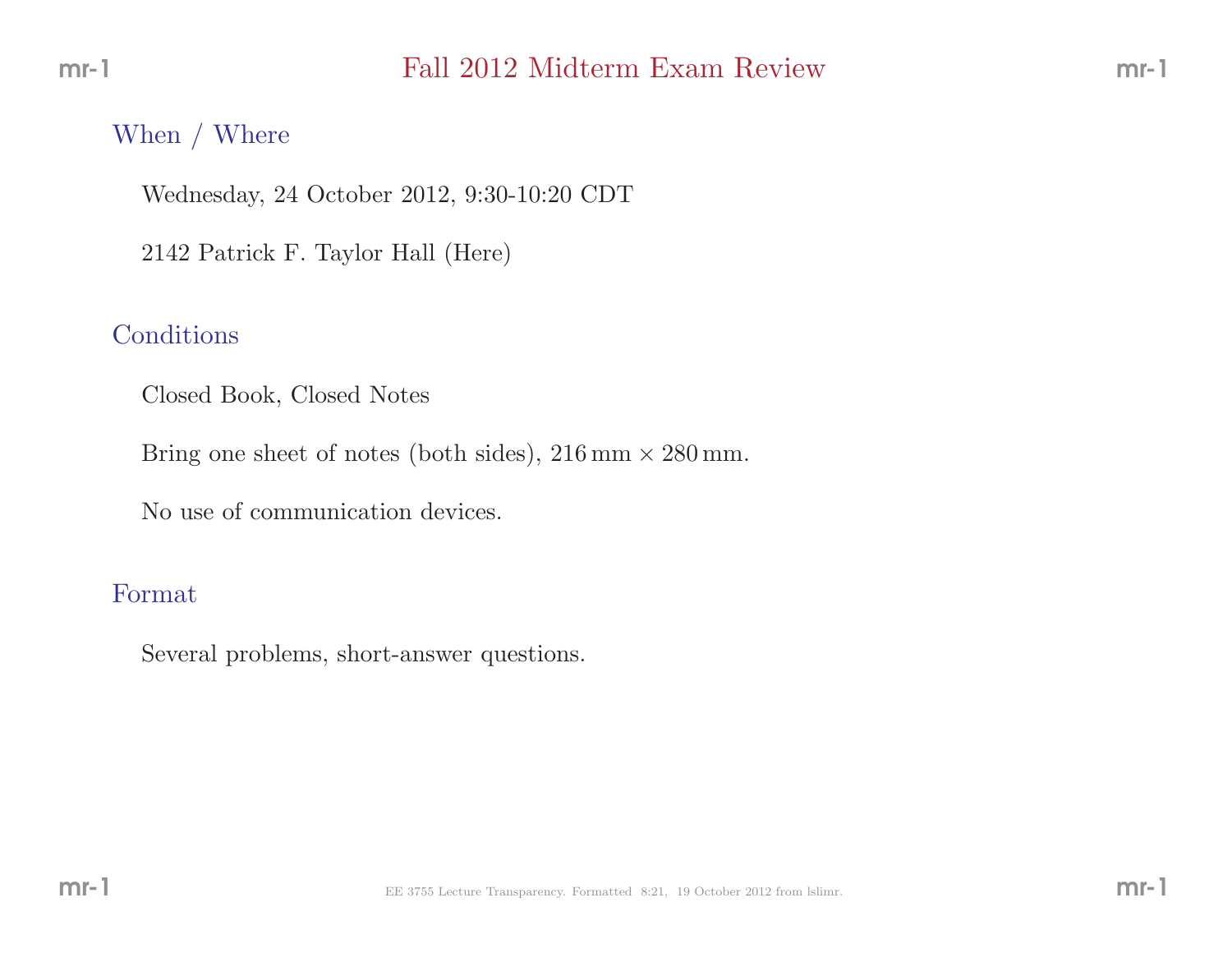# Fall 2012 Midterm Exam Review

## When / Where

Wednesday, 24 October 2012, 9:30-10:20 CDT

2142 Patrick F. Taylor Hall (Here)

## Conditions

Closed Book, Closed Notes

Bring one sheet of notes (both sides), $216\,\text{mm} \times 280\,\text{mm}$.

No use of communication devices.

## Format

Several problems, short-answer questions.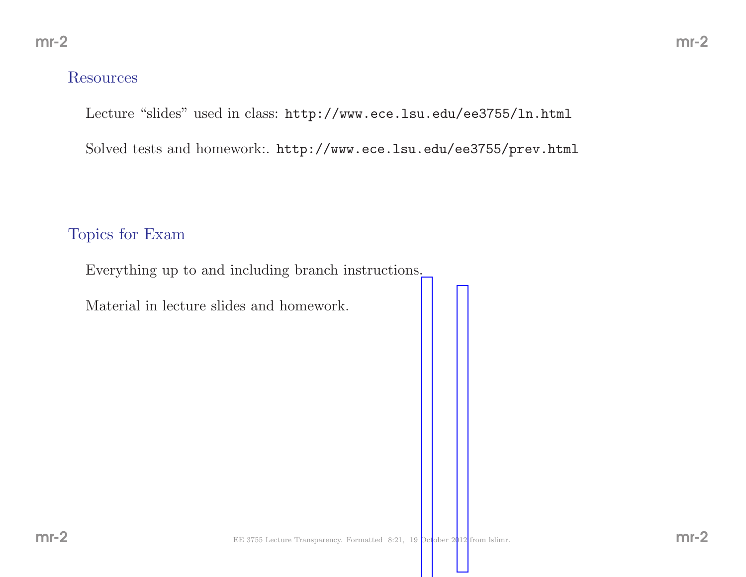## Resources

Lecture “slides” used in class: `http://www.ece.lsu.edu/ee3755/ln.html`

Solved tests and homework:. `http://www.ece.lsu.edu/ee3755/prev.html`

## Topics for Exam

Everything up to and including branch instructions.

Material in lecture slides and homework.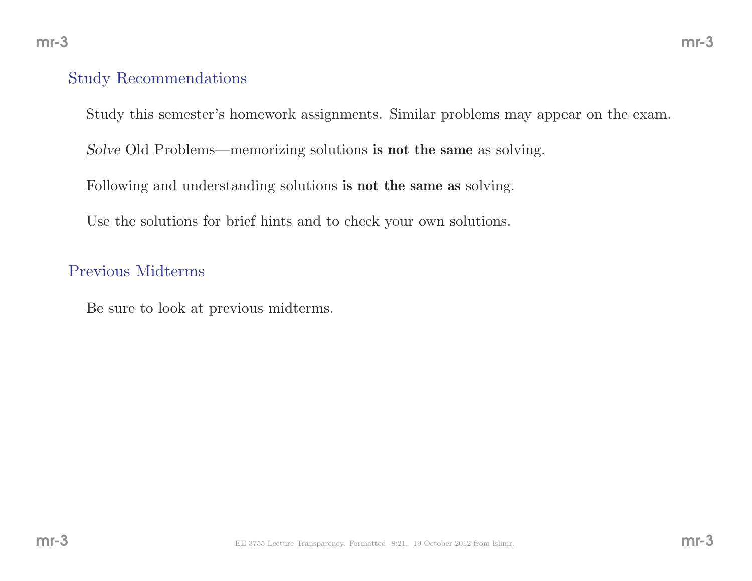## Study Recommendations

Study this semester's homework assignments. Similar problems may appear on the exam.

*Solve* Old Problems—memorizing solutions **is not the same** as solving.

Following and understanding solutions **is not the same as** solving.

Use the solutions for brief hints and to check your own solutions.

## Previous Midterms

Be sure to look at previous midterms.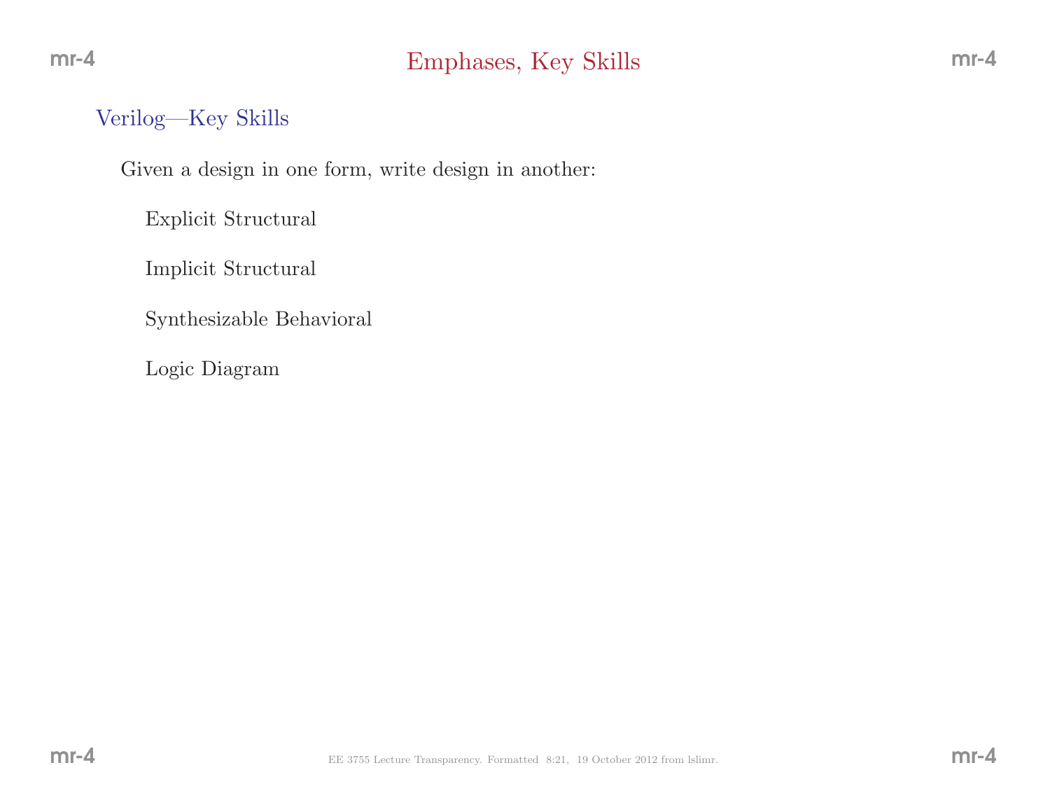# Emphases, Key Skills

## Verilog—Key Skills

Given a design in one form, write design in another:

- Explicit Structural
- Implicit Structural
- Synthesizable Behavioral
- Logic Diagram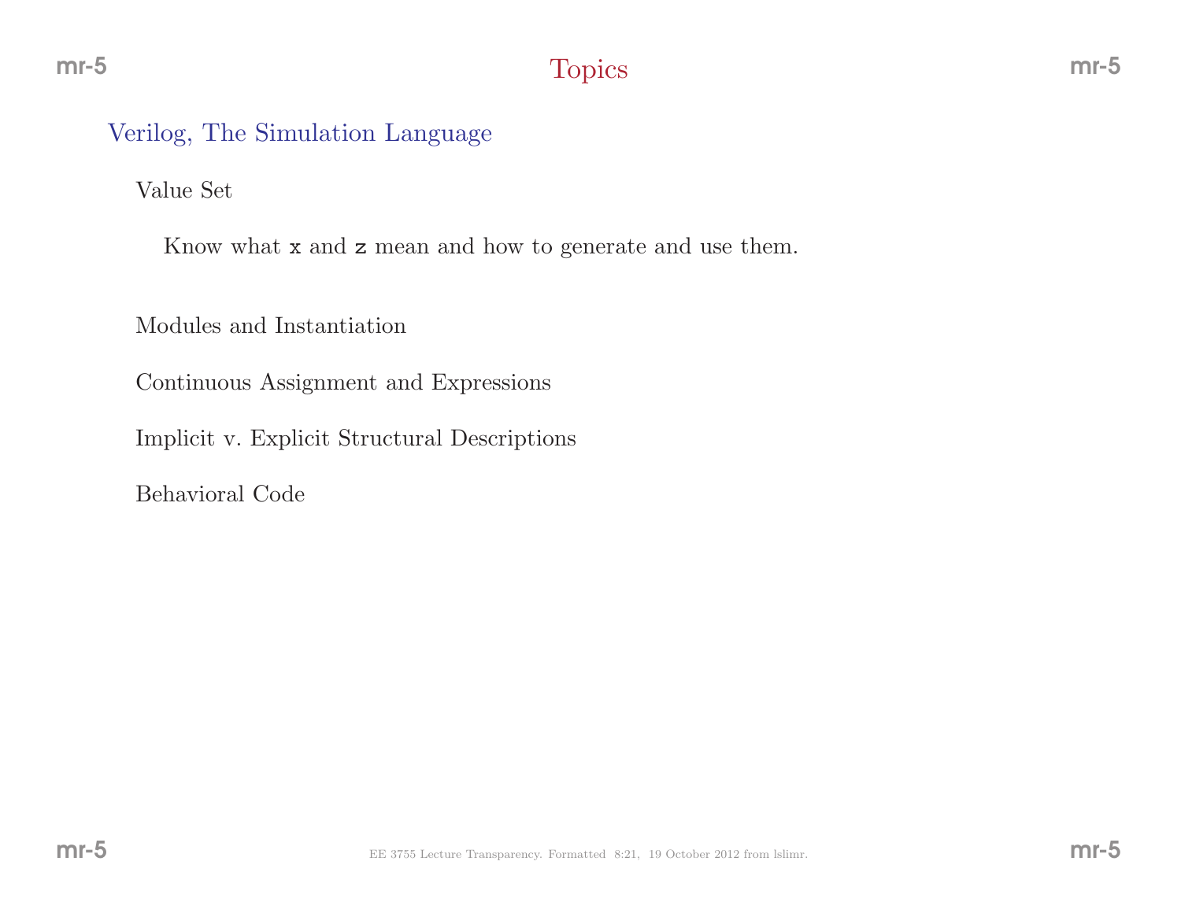# Topics

## Verilog, The Simulation Language

### Value Set

Know what `x` and `z` mean and how to generate and use them.

### Modules and Instantiation

### Continuous Assignment and Expressions

### Implicit v. Explicit Structural Descriptions

### Behavioral Code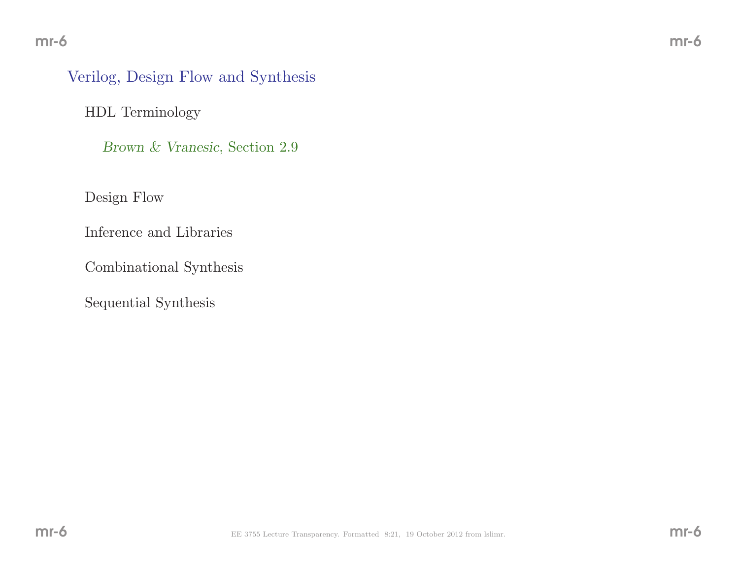## Verilog, Design Flow and Synthesis

### HDL Terminology

*Brown & Vranesic*, Section 2.9

### Design Flow

### Inference and Libraries

### Combinational Synthesis

### Sequential Synthesis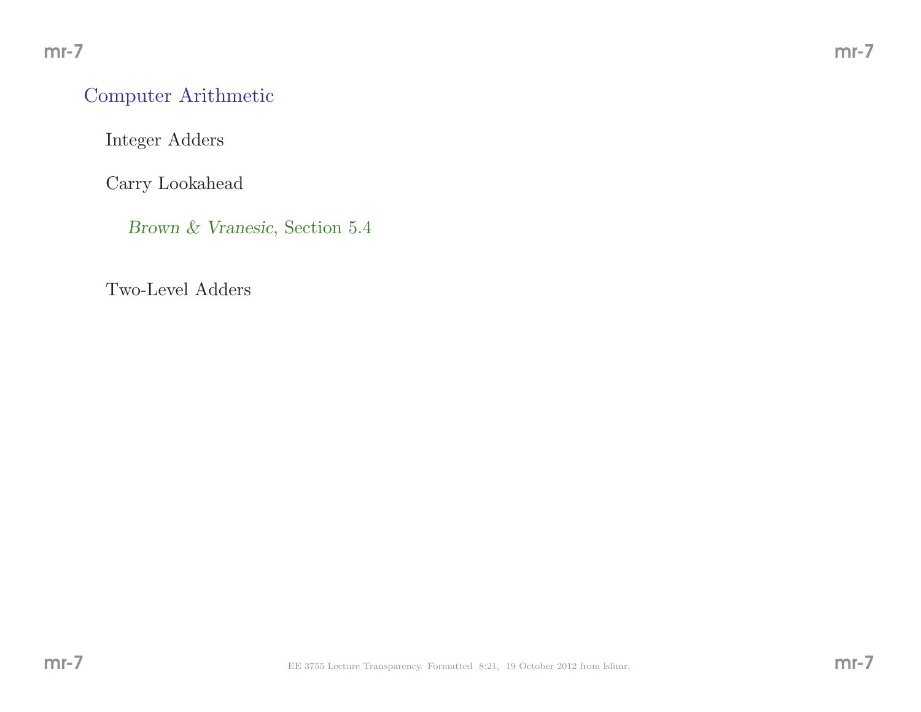## Computer Arithmetic

### Integer Adders

### Carry Lookahead

*Brown & Vranesic*, Section 5.4

### Two-Level Adders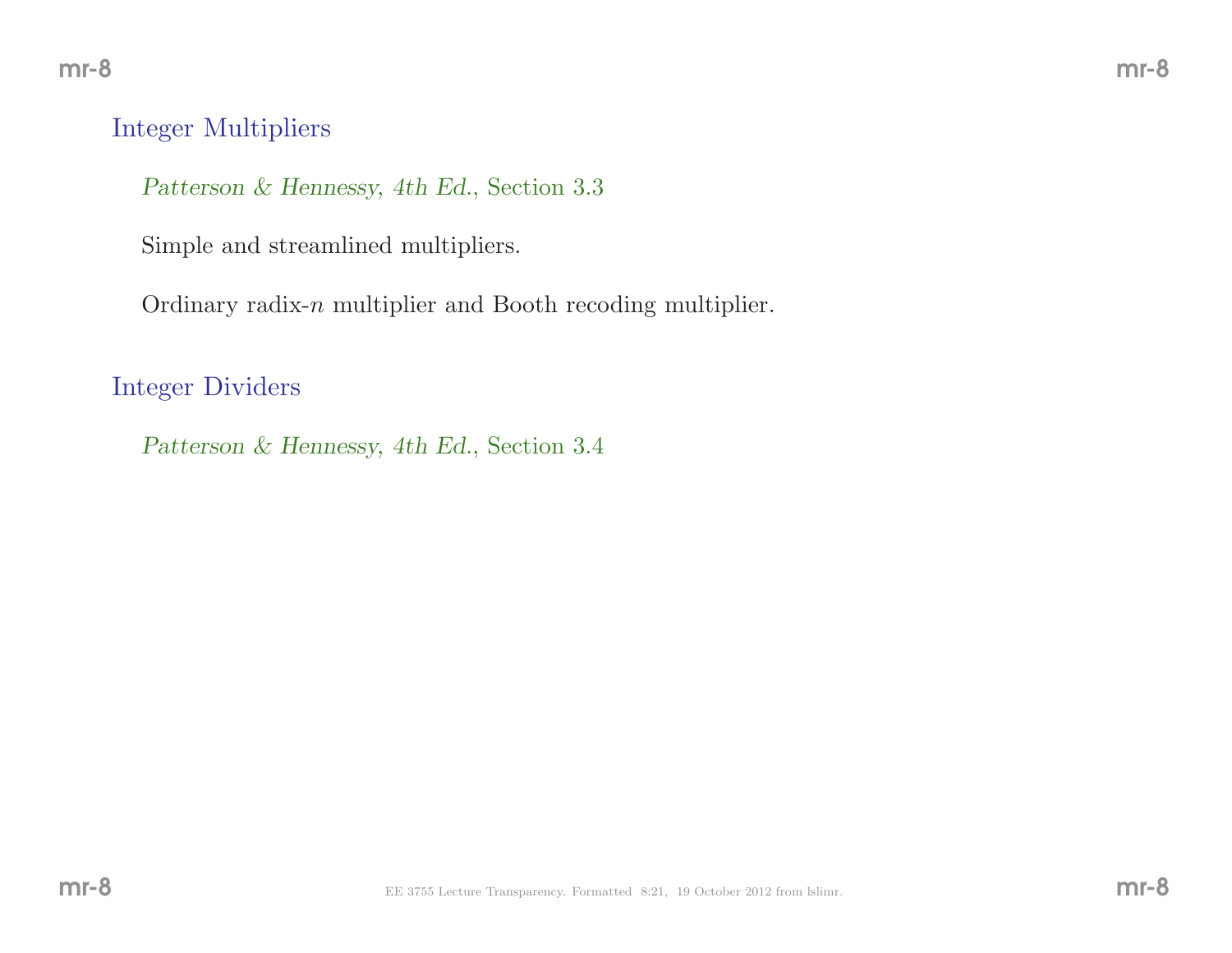## Integer Multipliers

*Patterson & Hennessy, 4th Ed.*, Section 3.3

Simple and streamlined multipliers.

Ordinary radix-$n$ multiplier and Booth recoding multiplier.

## Integer Dividers

*Patterson & Hennessy, 4th Ed.*, Section 3.4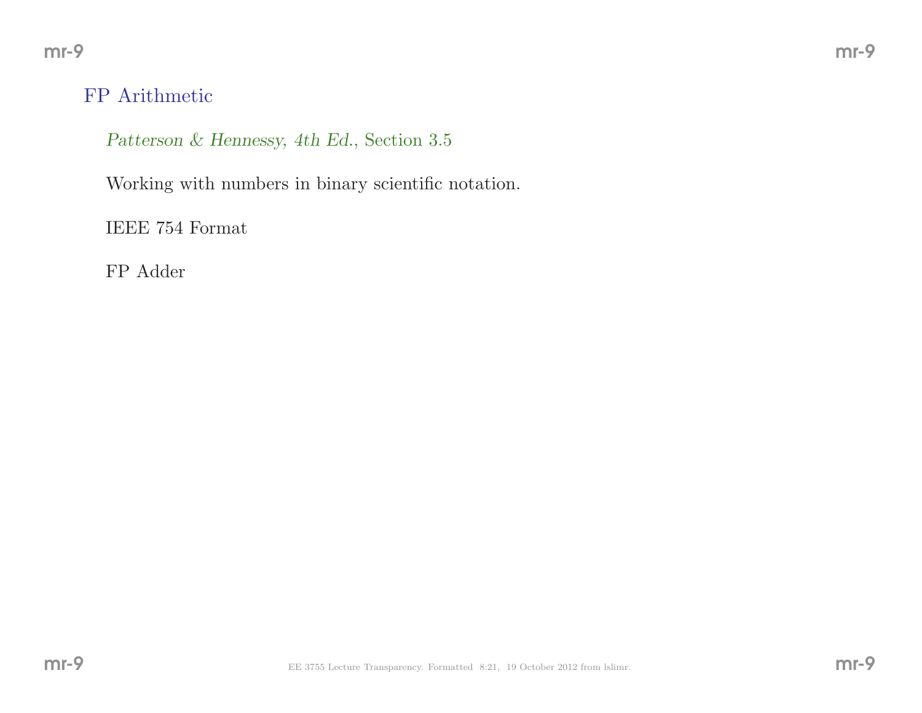## FP Arithmetic

*Patterson & Hennessy, 4th Ed.*, Section 3.5

Working with numbers in binary scientific notation.

IEEE 754 Format

FP Adder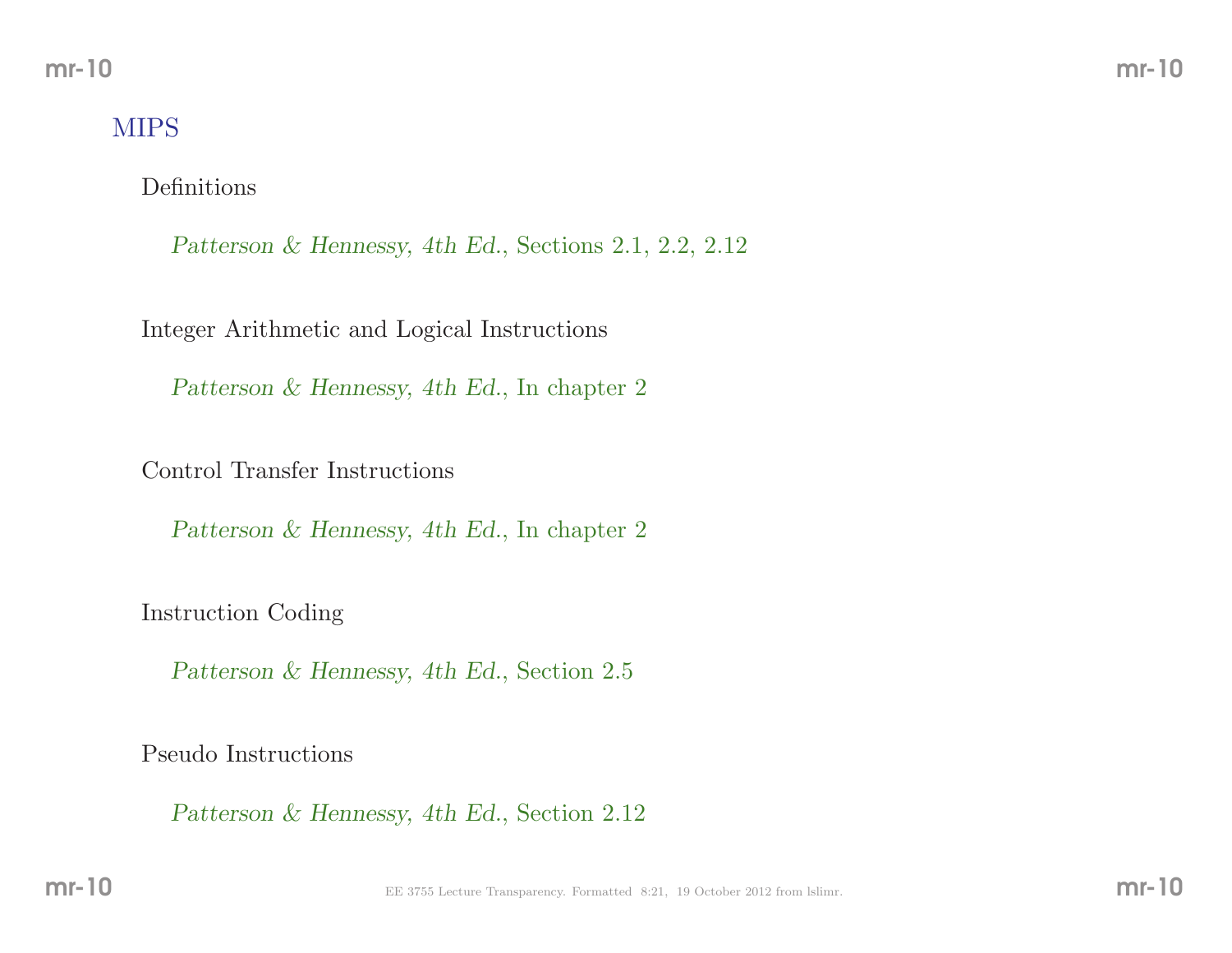## MIPS

### Definitions

*Patterson & Hennessy, 4th Ed.*, Sections 2.1, 2.2, 2.12

### Integer Arithmetic and Logical Instructions

*Patterson & Hennessy, 4th Ed.*, In chapter 2

### Control Transfer Instructions

*Patterson & Hennessy, 4th Ed.*, In chapter 2

### Instruction Coding

*Patterson & Hennessy, 4th Ed.*, Section 2.5

### Pseudo Instructions

*Patterson & Hennessy, 4th Ed.*, Section 2.12